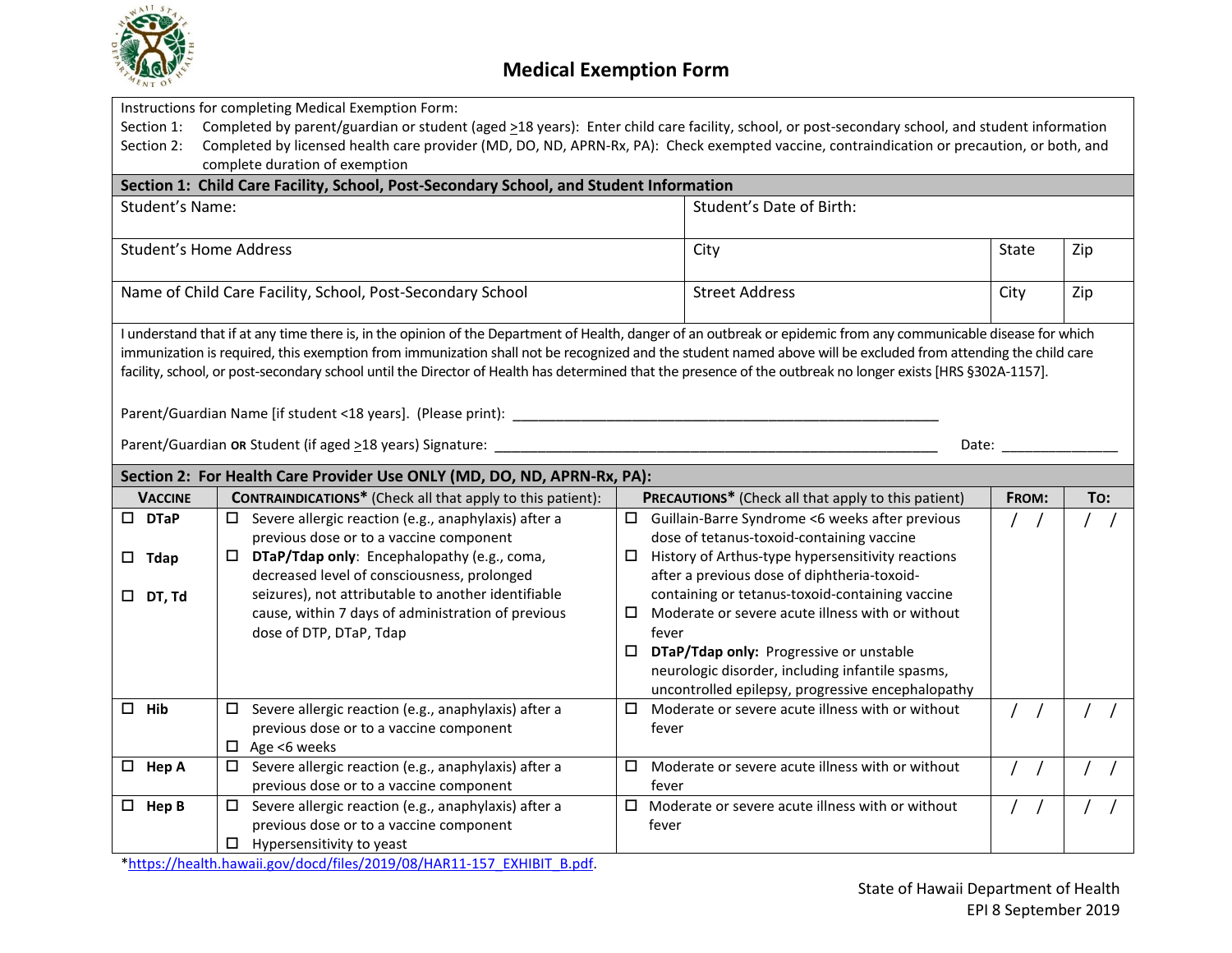# Medical Exemption Form

Instructions for completing Medical Exemption Form:

Section 1: Completed by parent/guardian or student (aged ≥18 years): Enter child care facility, school, or post-secondary school, and student information

Section 2: Completed by licensed health care provider (MD, DO, ND, APRN-Rx, PA): Check exempted vaccine, contraindication or precaution, or both, and complete duration of exemption

## Section 1: Child Care Facility, School, Post-Secondary School, and Student Information

| Student's Name: | Student's Date of Birth: | | |
|---|---|---|---|
| Student's Home Address | City | State | Zip |
| Name of Child Care Facility, School, Post-Secondary School | Street Address | City | Zip |

I understand that if at any time there is, in the opinion of the Department of Health, danger of an outbreak or epidemic from any communicable disease for which immunization is required, this exemption from immunization shall not be recognized and the student named above will be excluded from attending the child care facility, school, or post-secondary school until the Director of Health has determined that the presence of the outbreak no longer exists [HRS §302A-1157].

Parent/Guardian Name [if student <18 years]. (Please print): ____________________________________________

Parent/Guardian **OR** Student (if aged ≥18 years) Signature: ____________________________________________ Date: ______________

## Section 2: For Health Care Provider Use ONLY (MD, DO, ND, APRN-Rx, PA):

| **VACCINE** | **CONTRAINDICATIONS*** (Check all that apply to this patient): | **PRECAUTIONS*** (Check all that apply to this patient) | **FROM:** | **TO:** |
|---|---|---|---|---|
| ☐ **DTaP**<br>☐ **Tdap**<br>☐ **DT, Td** | ☐ Severe allergic reaction (e.g., anaphylaxis) after a previous dose or to a vaccine component<br>☐ **DTaP/Tdap only**: Encephalopathy (e.g., coma, decreased level of consciousness, prolonged seizures), not attributable to another identifiable cause, within 7 days of administration of previous dose of DTP, DTaP, Tdap | ☐ Guillain-Barre Syndrome <6 weeks after previous dose of tetanus-toxoid-containing vaccine<br>☐ History of Arthus-type hypersensitivity reactions after a previous dose of diphtheria-toxoid-containing or tetanus-toxoid-containing vaccine<br>☐ Moderate or severe acute illness with or without fever<br>☐ **DTaP/Tdap only:** Progressive or unstable neurologic disorder, including infantile spasms, uncontrolled epilepsy, progressive encephalopathy | / / | / / |
| ☐ **Hib** | ☐ Severe allergic reaction (e.g., anaphylaxis) after a previous dose or to a vaccine component<br>☐ Age <6 weeks | ☐ Moderate or severe acute illness with or without fever | / / | / / |
| ☐ **Hep A** | ☐ Severe allergic reaction (e.g., anaphylaxis) after a previous dose or to a vaccine component | ☐ Moderate or severe acute illness with or without fever | / / | / / |
| ☐ **Hep B** | ☐ Severe allergic reaction (e.g., anaphylaxis) after a previous dose or to a vaccine component<br>☐ Hypersensitivity to yeast | ☐ Moderate or severe acute illness with or without fever | / / | / / |

*https://health.hawaii.gov/docd/files/2019/08/HAR11-157_EXHIBIT_B.pdf.

State of Hawaii Department of Health
EPI 8 September 2019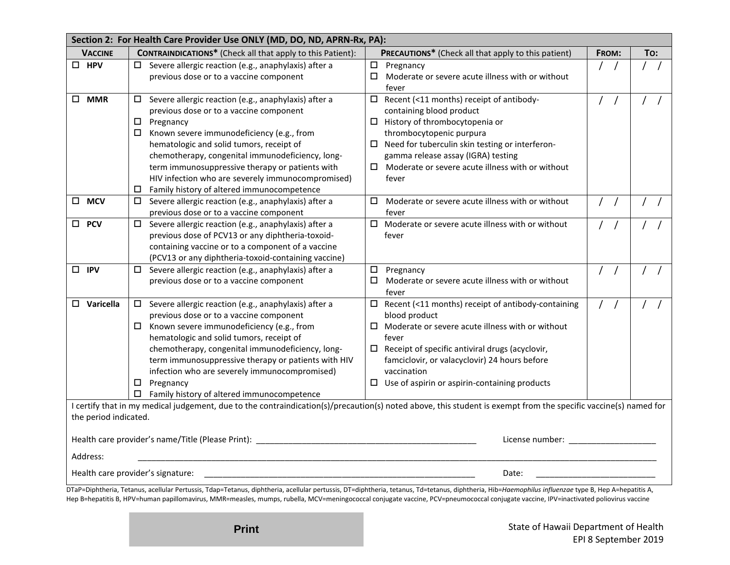| Section 2: For Health Care Provider Use ONLY (MD, DO, ND, APRN-Rx, PA): | | | | |
|---|---|---|---|---|
| **VACCINE** | **CONTRAINDICATIONS*** (Check all that apply to this Patient): | **PRECAUTIONS*** (Check all that apply to this patient) | **FROM:** | **TO:** |
| ☐ **HPV** | ☐ Severe allergic reaction (e.g., anaphylaxis) after a previous dose or to a vaccine component | ☐ Pregnancy<br>☐ Moderate or severe acute illness with or without fever | / / | / / |
| ☐ **MMR** | ☐ Severe allergic reaction (e.g., anaphylaxis) after a previous dose or to a vaccine component<br>☐ Pregnancy<br>☐ Known severe immunodeficiency (e.g., from hematologic and solid tumors, receipt of chemotherapy, congenital immunodeficiency, long-term immunosuppressive therapy or patients with HIV infection who are severely immunocompromised)<br>☐ Family history of altered immunocompetence | ☐ Recent (<11 months) receipt of antibody-containing blood product<br>☐ History of thrombocytopenia or thrombocytopenic purpura<br>☐ Need for tuberculin skin testing or interferon-gamma release assay (IGRA) testing<br>☐ Moderate or severe acute illness with or without fever | / / | / / |
| ☐ **MCV** | ☐ Severe allergic reaction (e.g., anaphylaxis) after a previous dose or to a vaccine component | ☐ Moderate or severe acute illness with or without fever | / / | / / |
| ☐ **PCV** | ☐ Severe allergic reaction (e.g., anaphylaxis) after a previous dose of PCV13 or any diphtheria-toxoid-containing vaccine or to a component of a vaccine (PCV13 or any diphtheria-toxoid-containing vaccine) | ☐ Moderate or severe acute illness with or without fever | / / | / / |
| ☐ **IPV** | ☐ Severe allergic reaction (e.g., anaphylaxis) after a previous dose or to a vaccine component | ☐ Pregnancy<br>☐ Moderate or severe acute illness with or without fever | / / | / / |
| ☐ **Varicella** | ☐ Severe allergic reaction (e.g., anaphylaxis) after a previous dose or to a vaccine component<br>☐ Known severe immunodeficiency (e.g., from hematologic and solid tumors, receipt of chemotherapy, congenital immunodeficiency, long-term immunosuppressive therapy or patients with HIV infection who are severely immunocompromised)<br>☐ Pregnancy<br>☐ Family history of altered immunocompetence | ☐ Recent (<11 months) receipt of antibody-containing blood product<br>☐ Moderate or severe acute illness with or without fever<br>☐ Receipt of specific antiviral drugs (acyclovir, famciclovir, or valacyclovir) 24 hours before vaccination<br>☐ Use of aspirin or aspirin-containing products | / / | / / |

I certify that in my medical judgement, due to the contraindication(s)/precaution(s) noted above, this student is exempt from the specific vaccine(s) named for the period indicated.

Health care provider's name/Title (Please Print): ______________________________ License number: ______________

Address: ____________________________________________________________

Health care provider's signature: ______________________________ Date: ______________

DTaP=Diphtheria, Tetanus, acellular Pertussis, Tdap=Tetanus, diphtheria, acellular pertussis, DT=diphtheria, tetanus, Td=tetanus, diphtheria, Hib=*Haemophilus influenzae* type B, Hep A=hepatitis A, Hep B=hepatitis B, HPV=human papillomavirus, MMR=measles, mumps, rubella, MCV=meningococcal conjugate vaccine, PCV=pneumococcal conjugate vaccine, IPV=inactivated poliovirus vaccine

Print

State of Hawaii Department of Health
EPI 8 September 2019